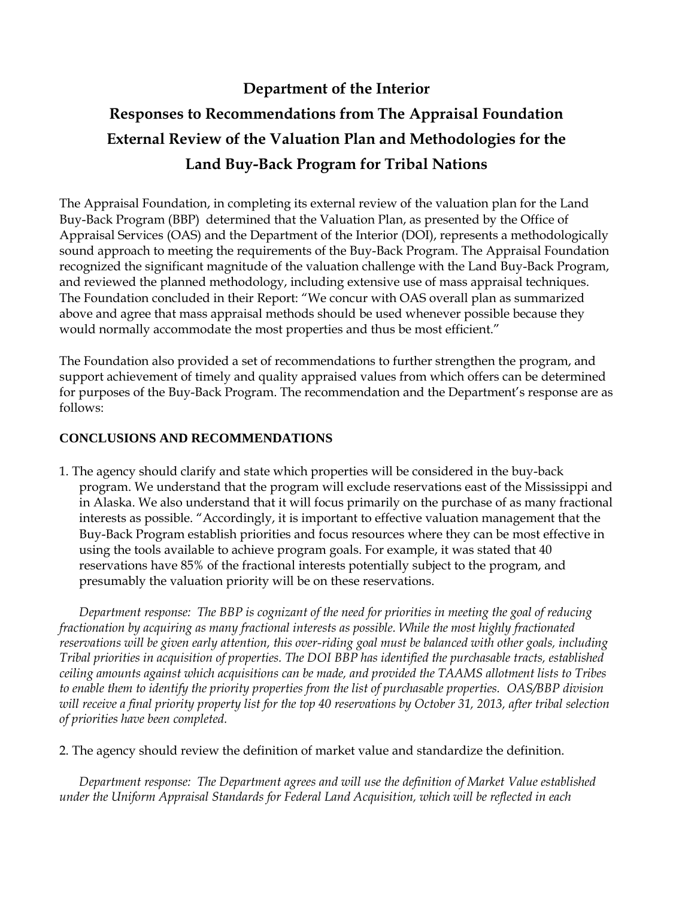# Department of the Interior

# Responses to Recommendations from The Appraisal Foundation External Review of the Valuation Plan and Methodologies for the Land Buy-Back Program for Tribal Nations

The Appraisal Foundation, in completing its external review of the valuation plan for the Land Buy-Back Program (BBP) determined that the Valuation Plan, as presented by the Office of Appraisal Services (OAS) and the Department of the Interior (DOI), represents a methodologically sound approach to meeting the requirements of the Buy-Back Program. The Appraisal Foundation recognized the significant magnitude of the valuation challenge with the Land Buy-Back Program, and reviewed the planned methodology, including extensive use of mass appraisal techniques. The Foundation concluded in their Report: "We concur with OAS overall plan as summarized above and agree that mass appraisal methods should be used whenever possible because they would normally accommodate the most properties and thus be most efficient."

The Foundation also provided a set of recommendations to further strengthen the program, and support achievement of timely and quality appraised values from which offers can be determined for purposes of the Buy-Back Program. The recommendation and the Department's response are as follows:

## CONCLUSIONS AND RECOMMENDATIONS

1. The agency should clarify and state which properties will be considered in the buy-back program. We understand that the program will exclude reservations east of the Mississippi and in Alaska. We also understand that it will focus primarily on the purchase of as many fractional interests as possible. "Accordingly, it is important to effective valuation management that the Buy-Back Program establish priorities and focus resources where they can be most effective in using the tools available to achieve program goals. For example, it was stated that 40 reservations have 85% of the fractional interests potentially subject to the program, and presumably the valuation priority will be on these reservations.

   *Department response: The BBP is cognizant of the need for priorities in meeting the goal of reducing fractionation by acquiring as many fractional interests as possible. While the most highly fractionated reservations will be given early attention, this over-riding goal must be balanced with other goals, including Tribal priorities in acquisition of properties. The DOI BBP has identified the purchasable tracts, established ceiling amounts against which acquisitions can be made, and provided the TAAMS allotment lists to Tribes to enable them to identify the priority properties from the list of purchasable properties. OAS/BBP division will receive a final priority property list for the top 40 reservations by October 31, 2013, after tribal selection of priorities have been completed.*

2. The agency should review the definition of market value and standardize the definition.

   *Department response: The Department agrees and will use the definition of Market Value established under the Uniform Appraisal Standards for Federal Land Acquisition, which will be reflected in each*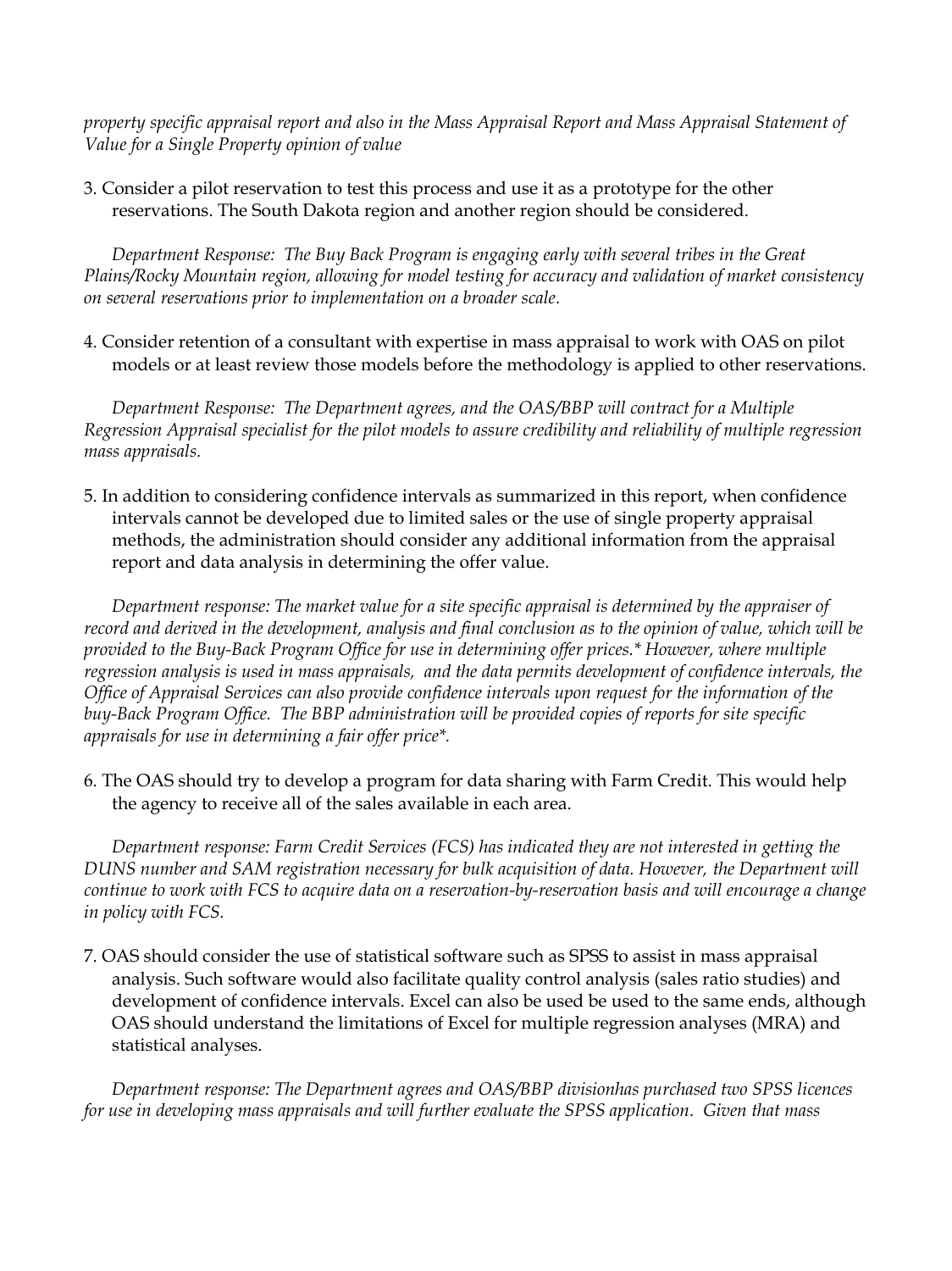*property specific appraisal report and also in the Mass Appraisal Report and Mass Appraisal Statement of Value for a Single Property opinion of value*

3. Consider a pilot reservation to test this process and use it as a prototype for the other reservations. The South Dakota region and another region should be considered.

   *Department Response: The Buy Back Program is engaging early with several tribes in the Great Plains/Rocky Mountain region, allowing for model testing for accuracy and validation of market consistency on several reservations prior to implementation on a broader scale.*

4. Consider retention of a consultant with expertise in mass appraisal to work with OAS on pilot models or at least review those models before the methodology is applied to other reservations.

   *Department Response: The Department agrees, and the OAS/BBP will contract for a Multiple Regression Appraisal specialist for the pilot models to assure credibility and reliability of multiple regression mass appraisals.*

5. In addition to considering confidence intervals as summarized in this report, when confidence intervals cannot be developed due to limited sales or the use of single property appraisal methods, the administration should consider any additional information from the appraisal report and data analysis in determining the offer value.

   *Department response: The market value for a site specific appraisal is determined by the appraiser of record and derived in the development, analysis and final conclusion as to the opinion of value, which will be provided to the Buy-Back Program Office for use in determining offer prices.* However, where multiple regression analysis is used in mass appraisals, and the data permits development of confidence intervals, the Office of Appraisal Services can also provide confidence intervals upon request for the information of the buy-Back Program Office. The BBP administration will be provided copies of reports for site specific appraisals for use in determining a fair offer price*.*

6. The OAS should try to develop a program for data sharing with Farm Credit. This would help the agency to receive all of the sales available in each area.

   *Department response: Farm Credit Services (FCS) has indicated they are not interested in getting the DUNS number and SAM registration necessary for bulk acquisition of data. However, the Department will continue to work with FCS to acquire data on a reservation-by-reservation basis and will encourage a change in policy with FCS.*

7. OAS should consider the use of statistical software such as SPSS to assist in mass appraisal analysis. Such software would also facilitate quality control analysis (sales ratio studies) and development of confidence intervals. Excel can also be used be used to the same ends, although OAS should understand the limitations of Excel for multiple regression analyses (MRA) and statistical analyses.

   *Department response: The Department agrees and OAS/BBP divisionhas purchased two SPSS licences for use in developing mass appraisals and will further evaluate the SPSS application. Given that mass*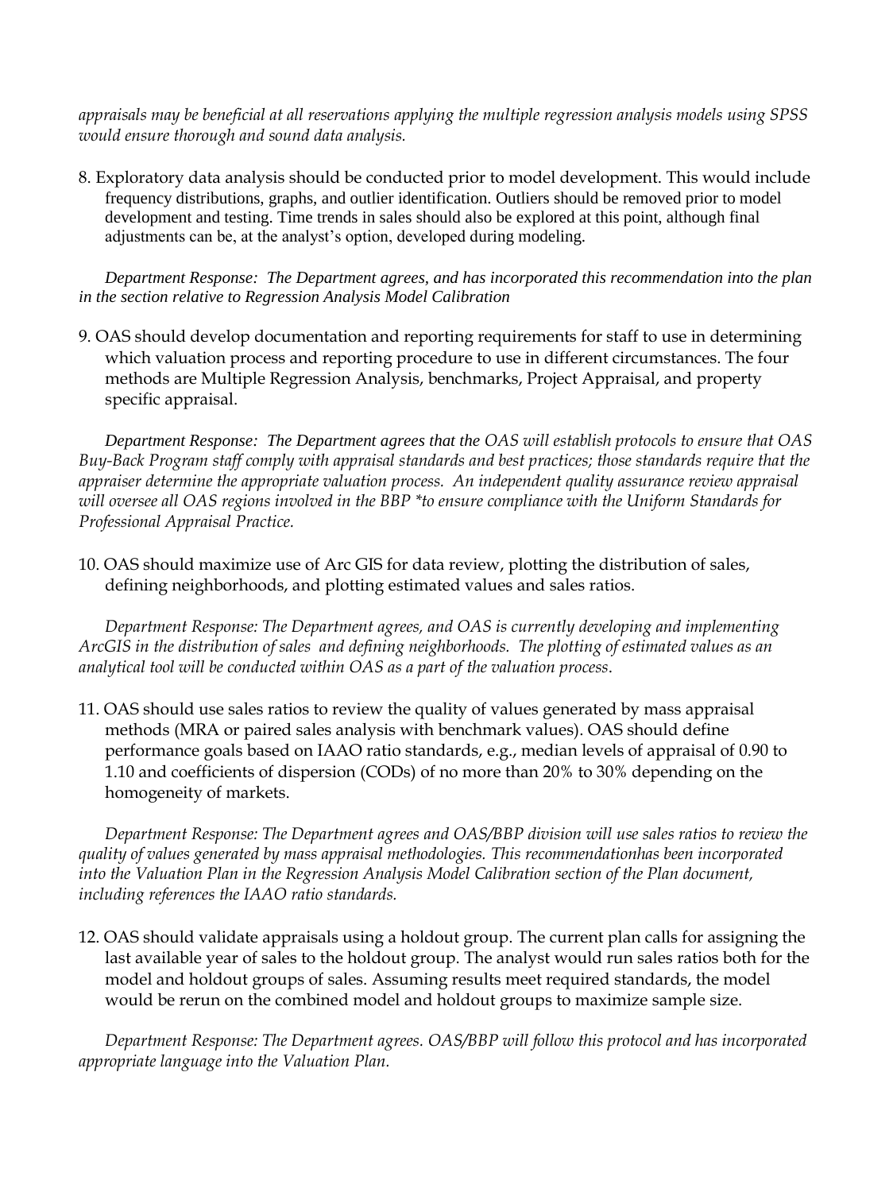*appraisals may be beneficial at all reservations applying the multiple regression analysis models using SPSS would ensure thorough and sound data analysis.*

8. Exploratory data analysis should be conducted prior to model development. This would include frequency distributions, graphs, and outlier identification. Outliers should be removed prior to model development and testing. Time trends in sales should also be explored at this point, although final adjustments can be, at the analyst's option, developed during modeling.

   *Department Response: The Department agrees, and has incorporated this recommendation into the plan in the section relative to Regression Analysis Model Calibration*

9. OAS should develop documentation and reporting requirements for staff to use in determining which valuation process and reporting procedure to use in different circumstances. The four methods are Multiple Regression Analysis, benchmarks, Project Appraisal, and property specific appraisal.

   *Department Response: The Department agrees that the OAS will establish protocols to ensure that OAS Buy-Back Program staff comply with appraisal standards and best practices; those standards require that the appraiser determine the appropriate valuation process. An independent quality assurance review appraisal will oversee all OAS regions involved in the BBP *to ensure compliance with the Uniform Standards for Professional Appraisal Practice.*

10. OAS should maximize use of Arc GIS for data review, plotting the distribution of sales, defining neighborhoods, and plotting estimated values and sales ratios.

    *Department Response: The Department agrees, and OAS is currently developing and implementing ArcGIS in the distribution of sales and defining neighborhoods. The plotting of estimated values as an analytical tool will be conducted within OAS as a part of the valuation process.*

11. OAS should use sales ratios to review the quality of values generated by mass appraisal methods (MRA or paired sales analysis with benchmark values). OAS should define performance goals based on IAAO ratio standards, e.g., median levels of appraisal of 0.90 to 1.10 and coefficients of dispersion (CODs) of no more than 20% to 30% depending on the homogeneity of markets.

    *Department Response: The Department agrees and OAS/BBP division will use sales ratios to review the quality of values generated by mass appraisal methodologies. This recommendationhas been incorporated into the Valuation Plan in the Regression Analysis Model Calibration section of the Plan document, including references the IAAO ratio standards.*

12. OAS should validate appraisals using a holdout group. The current plan calls for assigning the last available year of sales to the holdout group. The analyst would run sales ratios both for the model and holdout groups of sales. Assuming results meet required standards, the model would be rerun on the combined model and holdout groups to maximize sample size.

    *Department Response: The Department agrees. OAS/BBP will follow this protocol and has incorporated appropriate language into the Valuation Plan.*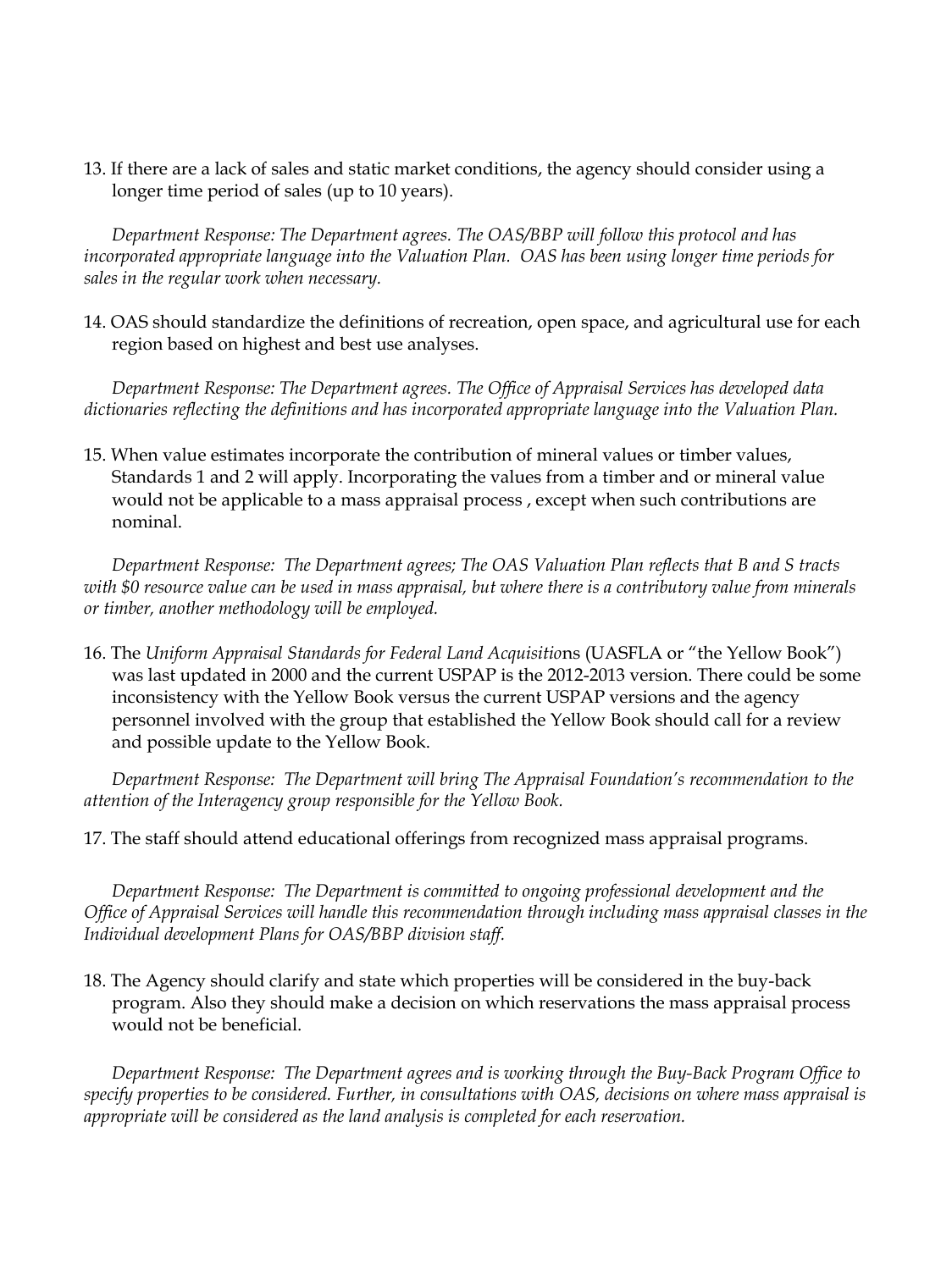13. If there are a lack of sales and static market conditions, the agency should consider using a longer time period of sales (up to 10 years).

    *Department Response: The Department agrees. The OAS/BBP will follow this protocol and has incorporated appropriate language into the Valuation Plan. OAS has been using longer time periods for sales in the regular work when necessary.*

14. OAS should standardize the definitions of recreation, open space, and agricultural use for each region based on highest and best use analyses.

    *Department Response: The Department agrees. The Office of Appraisal Services has developed data dictionaries reflecting the definitions and has incorporated appropriate language into the Valuation Plan.*

15. When value estimates incorporate the contribution of mineral values or timber values, Standards 1 and 2 will apply. Incorporating the values from a timber and or mineral value would not be applicable to a mass appraisal process , except when such contributions are nominal.

    *Department Response: The Department agrees; The OAS Valuation Plan reflects that B and S tracts with $0 resource value can be used in mass appraisal, but where there is a contributory value from minerals or timber, another methodology will be employed.*

16. The *Uniform Appraisal Standards for Federal Land Acquisitio*ns (UASFLA or "the Yellow Book") was last updated in 2000 and the current USPAP is the 2012-2013 version. There could be some inconsistency with the Yellow Book versus the current USPAP versions and the agency personnel involved with the group that established the Yellow Book should call for a review and possible update to the Yellow Book.

    *Department Response: The Department will bring The Appraisal Foundation's recommendation to the attention of the Interagency group responsible for the Yellow Book.*

17. The staff should attend educational offerings from recognized mass appraisal programs.

    *Department Response: The Department is committed to ongoing professional development and the Office of Appraisal Services will handle this recommendation through including mass appraisal classes in the Individual development Plans for OAS/BBP division staff.*

18. The Agency should clarify and state which properties will be considered in the buy-back program. Also they should make a decision on which reservations the mass appraisal process would not be beneficial.

    *Department Response: The Department agrees and is working through the Buy-Back Program Office to specify properties to be considered. Further, in consultations with OAS, decisions on where mass appraisal is appropriate will be considered as the land analysis is completed for each reservation.*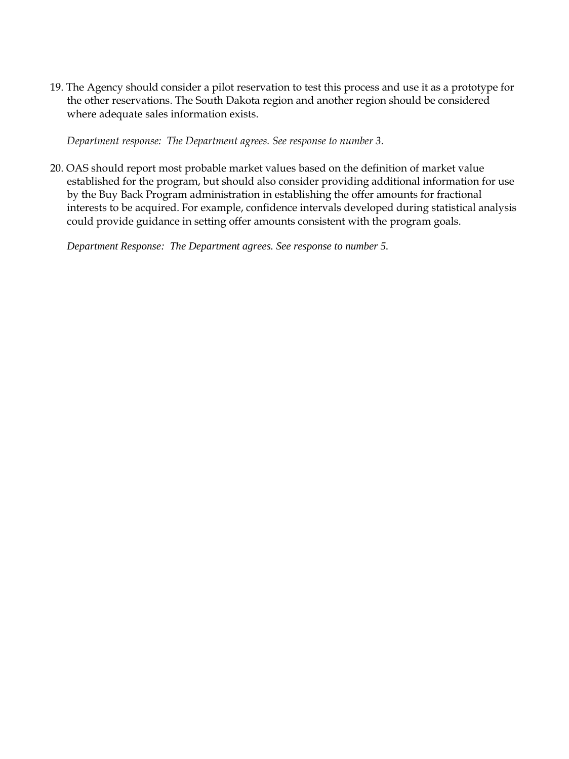19. The Agency should consider a pilot reservation to test this process and use it as a prototype for the other reservations. The South Dakota region and another region should be considered where adequate sales information exists.

    *Department response: The Department agrees. See response to number 3.*

20. OAS should report most probable market values based on the definition of market value established for the program, but should also consider providing additional information for use by the Buy Back Program administration in establishing the offer amounts for fractional interests to be acquired. For example, confidence intervals developed during statistical analysis could provide guidance in setting offer amounts consistent with the program goals.

    *Department Response: The Department agrees. See response to number 5.*